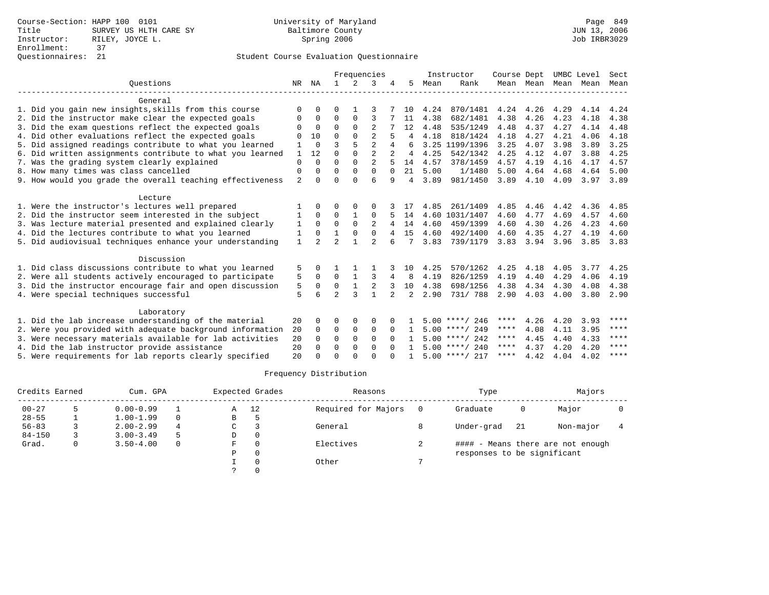Course-Section: HAPP 100 0101
Title: SURVEY US HLTH CARE SY
Instructor: RILEY, JOYCE L.
Enrollment: 37
Questionnaires: 21

University of Maryland
Baltimore County
Spring 2006

JUN 13, 2006
Job IRBR3029

## Student Course Evaluation Questionnaire

| Questions | NR | NA | 1 | 2 | 3 | 4 | 5 | Instructor Mean | Instructor Rank | Course Mean | Dept Mean | UMBC Level Mean | Level Mean | Sect Mean |
|---|---|---|---|---|---|---|---|---|---|---|---|---|---|---|
| **General** | | | | | | | | | | | | | | |
| 1. Did you gain new insights,skills from this course | 0 | 0 | 0 | 1 | 3 | 7 | 10 | 4.24 | 870/1481 | 4.24 | 4.26 | 4.29 | 4.14 | 4.24 |
| 2. Did the instructor make clear the expected goals | 0 | 0 | 0 | 0 | 3 | 7 | 11 | 4.38 | 682/1481 | 4.38 | 4.26 | 4.23 | 4.18 | 4.38 |
| 3. Did the exam questions reflect the expected goals | 0 | 0 | 0 | 0 | 2 | 7 | 12 | 4.48 | 535/1249 | 4.48 | 4.37 | 4.27 | 4.14 | 4.48 |
| 4. Did other evaluations reflect the expected goals | 0 | 10 | 0 | 0 | 2 | 5 | 4 | 4.18 | 818/1424 | 4.18 | 4.27 | 4.21 | 4.06 | 4.18 |
| 5. Did assigned readings contribute to what you learned | 1 | 0 | 3 | 5 | 2 | 4 | 6 | 3.25 | 1199/1396 | 3.25 | 4.07 | 3.98 | 3.89 | 3.25 |
| 6. Did written assignments contribute to what you learned | 1 | 12 | 0 | 0 | 2 | 2 | 4 | 4.25 | 542/1342 | 4.25 | 4.12 | 4.07 | 3.88 | 4.25 |
| 7. Was the grading system clearly explained | 0 | 0 | 0 | 0 | 2 | 5 | 14 | 4.57 | 378/1459 | 4.57 | 4.19 | 4.16 | 4.17 | 4.57 |
| 8. How many times was class cancelled | 0 | 0 | 0 | 0 | 0 | 0 | 21 | 5.00 | 1/1480 | 5.00 | 4.64 | 4.68 | 4.64 | 5.00 |
| 9. How would you grade the overall teaching effectiveness | 2 | 0 | 0 | 0 | 6 | 9 | 4 | 3.89 | 981/1450 | 3.89 | 4.10 | 4.09 | 3.97 | 3.89 |
| **Lecture** | | | | | | | | | | | | | | |
| 1. Were the instructor's lectures well prepared | 1 | 0 | 0 | 0 | 0 | 3 | 17 | 4.85 | 261/1409 | 4.85 | 4.46 | 4.42 | 4.36 | 4.85 |
| 2. Did the instructor seem interested in the subject | 1 | 0 | 0 | 1 | 0 | 5 | 14 | 4.60 | 1031/1407 | 4.60 | 4.77 | 4.69 | 4.57 | 4.60 |
| 3. Was lecture material presented and explained clearly | 1 | 0 | 0 | 0 | 2 | 4 | 14 | 4.60 | 459/1399 | 4.60 | 4.30 | 4.26 | 4.23 | 4.60 |
| 4. Did the lectures contribute to what you learned | 1 | 0 | 1 | 0 | 0 | 4 | 15 | 4.60 | 492/1400 | 4.60 | 4.35 | 4.27 | 4.19 | 4.60 |
| 5. Did audiovisual techniques enhance your understanding | 1 | 2 | 2 | 1 | 2 | 6 | 7 | 3.83 | 739/1179 | 3.83 | 3.94 | 3.96 | 3.85 | 3.83 |
| **Discussion** | | | | | | | | | | | | | | |
| 1. Did class discussions contribute to what you learned | 5 | 0 | 1 | 1 | 1 | 3 | 10 | 4.25 | 570/1262 | 4.25 | 4.18 | 4.05 | 3.77 | 4.25 |
| 2. Were all students actively encouraged to participate | 5 | 0 | 0 | 1 | 3 | 4 | 8 | 4.19 | 826/1259 | 4.19 | 4.40 | 4.29 | 4.06 | 4.19 |
| 3. Did the instructor encourage fair and open discussion | 5 | 0 | 0 | 1 | 2 | 3 | 10 | 4.38 | 698/1256 | 4.38 | 4.34 | 4.30 | 4.08 | 4.38 |
| 4. Were special techniques successful | 5 | 6 | 2 | 3 | 1 | 2 | 2 | 2.90 | 731/ 788 | 2.90 | 4.03 | 4.00 | 3.80 | 2.90 |
| **Laboratory** | | | | | | | | | | | | | | |
| 1. Did the lab increase understanding of the material | 20 | 0 | 0 | 0 | 0 | 0 | 1 | 5.00 | ****/ 246 | **** | 4.26 | 4.20 | 3.93 | **** |
| 2. Were you provided with adequate background information | 20 | 0 | 0 | 0 | 0 | 0 | 1 | 5.00 | ****/ 249 | **** | 4.08 | 4.11 | 3.95 | **** |
| 3. Were necessary materials available for lab activities | 20 | 0 | 0 | 0 | 0 | 0 | 1 | 5.00 | ****/ 242 | **** | 4.45 | 4.40 | 4.33 | **** |
| 4. Did the lab instructor provide assistance | 20 | 0 | 0 | 0 | 0 | 0 | 1 | 5.00 | ****/ 240 | **** | 4.37 | 4.20 | 4.20 | **** |
| 5. Were requirements for lab reports clearly specified | 20 | 0 | 0 | 0 | 0 | 0 | 1 | 5.00 | ****/ 217 | **** | 4.42 | 4.04 | 4.02 | **** |

## Frequency Distribution

| Credits Earned | | Cum. GPA | | Expected Grades | | Reasons | | Type | | Majors | |
|---|---|---|---|---|---|---|---|---|---|---|---|
| 00-27 | 5 | 0.00-0.99 | 1 | A | 12 | Required for Majors | 0 | Graduate | 0 | Major | 0 |
| 28-55 | 1 | 1.00-1.99 | 0 | B | 5 | | | | | | |
| 56-83 | 3 | 2.00-2.99 | 4 | C | 3 | General | 8 | Under-grad | 21 | Non-major | 4 |
| 84-150 | 3 | 3.00-3.49 | 5 | D | 0 | | | | | | |
| Grad. | 0 | 3.50-4.00 | 0 | F | 0 | Electives | 2 | #### - Means there are not enough responses to be significant | | | |
| | | | | P | 0 | | | | | | |
| | | | | I | 0 | Other | 7 | | | | |
| | | | | ? | 0 | | | | | | |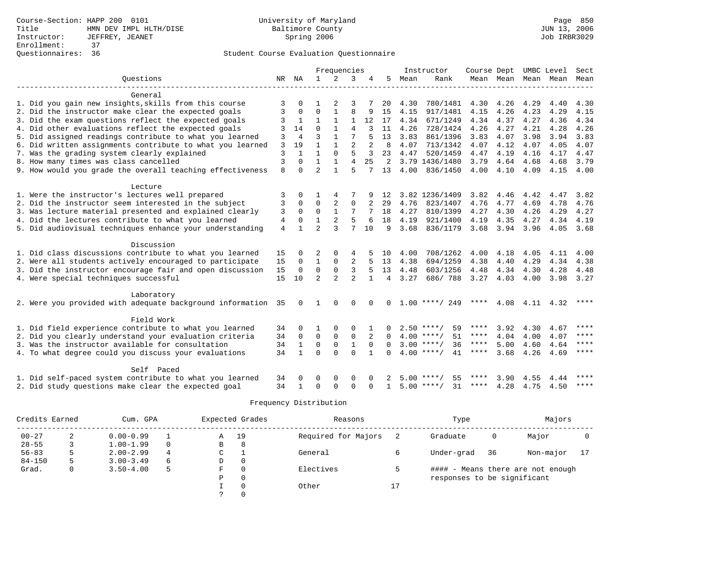Course-Section: HAPP 200 0101
Title: HMN DEV IMPL HLTH/DISE
Instructor: JEFFREY, JEANET
Enrollment: 37
Questionnaires: 36

University of Maryland Baltimore County
Spring 2006

Page 850
JUN 13, 2006
Job IRBR3029

## Student Course Evaluation Questionnaire

| Questions | NR | NA | 1 | 2 | 3 | 4 | 5 | Instructor Mean | Instructor Rank | Course Mean | Dept Mean | UMBC Mean | Level Mean | Sect Mean |
|---|---|---|---|---|---|---|---|---|---|---|---|---|---|---|
| **General** | | | | | | | | | | | | | | |
| 1. Did you gain new insights,skills from this course | 3 | 0 | 1 | 2 | 3 | 7 | 20 | 4.30 | 780/1481 | 4.30 | 4.26 | 4.29 | 4.40 | 4.30 |
| 2. Did the instructor make clear the expected goals | 3 | 0 | 0 | 1 | 8 | 9 | 15 | 4.15 | 917/1481 | 4.15 | 4.26 | 4.23 | 4.29 | 4.15 |
| 3. Did the exam questions reflect the expected goals | 3 | 1 | 1 | 1 | 1 | 12 | 17 | 4.34 | 671/1249 | 4.34 | 4.37 | 4.27 | 4.36 | 4.34 |
| 4. Did other evaluations reflect the expected goals | 3 | 14 | 0 | 1 | 4 | 3 | 11 | 4.26 | 728/1424 | 4.26 | 4.27 | 4.21 | 4.28 | 4.26 |
| 5. Did assigned readings contribute to what you learned | 3 | 4 | 3 | 1 | 7 | 5 | 13 | 3.83 | 861/1396 | 3.83 | 4.07 | 3.98 | 3.94 | 3.83 |
| 6. Did written assignments contribute to what you learned | 3 | 19 | 1 | 1 | 2 | 2 | 8 | 4.07 | 713/1342 | 4.07 | 4.12 | 4.07 | 4.05 | 4.07 |
| 7. Was the grading system clearly explained | 3 | 1 | 1 | 0 | 5 | 3 | 23 | 4.47 | 520/1459 | 4.47 | 4.19 | 4.16 | 4.17 | 4.47 |
| 8. How many times was class cancelled | 3 | 0 | 1 | 1 | 4 | 25 | 2 | 3.79 | 1436/1480 | 3.79 | 4.64 | 4.68 | 4.68 | 3.79 |
| 9. How would you grade the overall teaching effectiveness | 8 | 0 | 2 | 1 | 5 | 7 | 13 | 4.00 | 836/1450 | 4.00 | 4.10 | 4.09 | 4.15 | 4.00 |
| **Lecture** | | | | | | | | | | | | | | |
| 1. Were the instructor's lectures well prepared | 3 | 0 | 1 | 4 | 7 | 9 | 12 | 3.82 | 1236/1409 | 3.82 | 4.46 | 4.42 | 4.47 | 3.82 |
| 2. Did the instructor seem interested in the subject | 3 | 0 | 0 | 2 | 0 | 2 | 29 | 4.76 | 823/1407 | 4.76 | 4.77 | 4.69 | 4.78 | 4.76 |
| 3. Was lecture material presented and explained clearly | 3 | 0 | 0 | 1 | 7 | 7 | 18 | 4.27 | 810/1399 | 4.27 | 4.30 | 4.26 | 4.29 | 4.27 |
| 4. Did the lectures contribute to what you learned | 4 | 0 | 1 | 2 | 5 | 6 | 18 | 4.19 | 921/1400 | 4.19 | 4.35 | 4.27 | 4.34 | 4.19 |
| 5. Did audiovisual techniques enhance your understanding | 4 | 1 | 2 | 3 | 7 | 10 | 9 | 3.68 | 836/1179 | 3.68 | 3.94 | 3.96 | 4.05 | 3.68 |
| **Discussion** | | | | | | | | | | | | | | |
| 1. Did class discussions contribute to what you learned | 15 | 0 | 2 | 0 | 4 | 5 | 10 | 4.00 | 708/1262 | 4.00 | 4.18 | 4.05 | 4.11 | 4.00 |
| 2. Were all students actively encouraged to participate | 15 | 0 | 1 | 0 | 2 | 5 | 13 | 4.38 | 694/1259 | 4.38 | 4.40 | 4.29 | 4.34 | 4.38 |
| 3. Did the instructor encourage fair and open discussion | 15 | 0 | 0 | 0 | 3 | 5 | 13 | 4.48 | 603/1256 | 4.48 | 4.34 | 4.30 | 4.28 | 4.48 |
| 4. Were special techniques successful | 15 | 10 | 2 | 2 | 2 | 1 | 4 | 3.27 | 686/ 788 | 3.27 | 4.03 | 4.00 | 3.98 | 3.27 |
| **Laboratory** | | | | | | | | | | | | | | |
| 2. Were you provided with adequate background information | 35 | 0 | 1 | 0 | 0 | 0 | 0 | 1.00 | ****/ 249 | **** | 4.08 | 4.11 | 4.32 | **** |
| **Field Work** | | | | | | | | | | | | | | |
| 1. Did field experience contribute to what you learned | 34 | 0 | 1 | 0 | 0 | 1 | 0 | 2.50 | ****/ 59 | **** | 3.92 | 4.30 | 4.67 | **** |
| 2. Did you clearly understand your evaluation criteria | 34 | 0 | 0 | 0 | 0 | 2 | 0 | 4.00 | ****/ 51 | **** | 4.04 | 4.00 | 4.07 | **** |
| 3. Was the instructor available for consultation | 34 | 1 | 0 | 0 | 1 | 0 | 0 | 3.00 | ****/ 36 | **** | 5.00 | 4.60 | 4.64 | **** |
| 4. To what degree could you discuss your evaluations | 34 | 1 | 0 | 0 | 0 | 1 | 0 | 4.00 | ****/ 41 | **** | 3.68 | 4.26 | 4.69 | **** |
| **Self Paced** | | | | | | | | | | | | | | |
| 1. Did self-paced system contribute to what you learned | 34 | 0 | 0 | 0 | 0 | 0 | 2 | 5.00 | ****/ 55 | **** | 3.90 | 4.55 | 4.44 | **** |
| 2. Did study questions make clear the expected goal | 34 | 1 | 0 | 0 | 0 | 0 | 1 | 5.00 | ****/ 31 | **** | 4.28 | 4.75 | 4.50 | **** |

## Frequency Distribution

| Credits Earned | | Cum. GPA | | Expected Grades | | Reasons | | Type | | Majors | |
|---|---|---|---|---|---|---|---|---|---|---|---|
| 00-27 | 2 | 0.00-0.99 | 1 | A | 19 | Required for Majors | 2 | Graduate | 0 | Major | 0 |
| 28-55 | 3 | 1.00-1.99 | 0 | B | 8 | | | | | | |
| 56-83 | 5 | 2.00-2.99 | 4 | C | 1 | General | 6 | Under-grad | 36 | Non-major | 17 |
| 84-150 | 5 | 3.00-3.49 | 6 | D | 0 | | | | | | |
| Grad. | 0 | 3.50-4.00 | 5 | F | 0 | Electives | 5 | | | | |
| | | | | P | 0 | | | | | | |
| | | | | I | 0 | Other | 17 | | | | |
| | | | | ? | 0 | | | | | | |

#### - Means there are not enough responses to be significant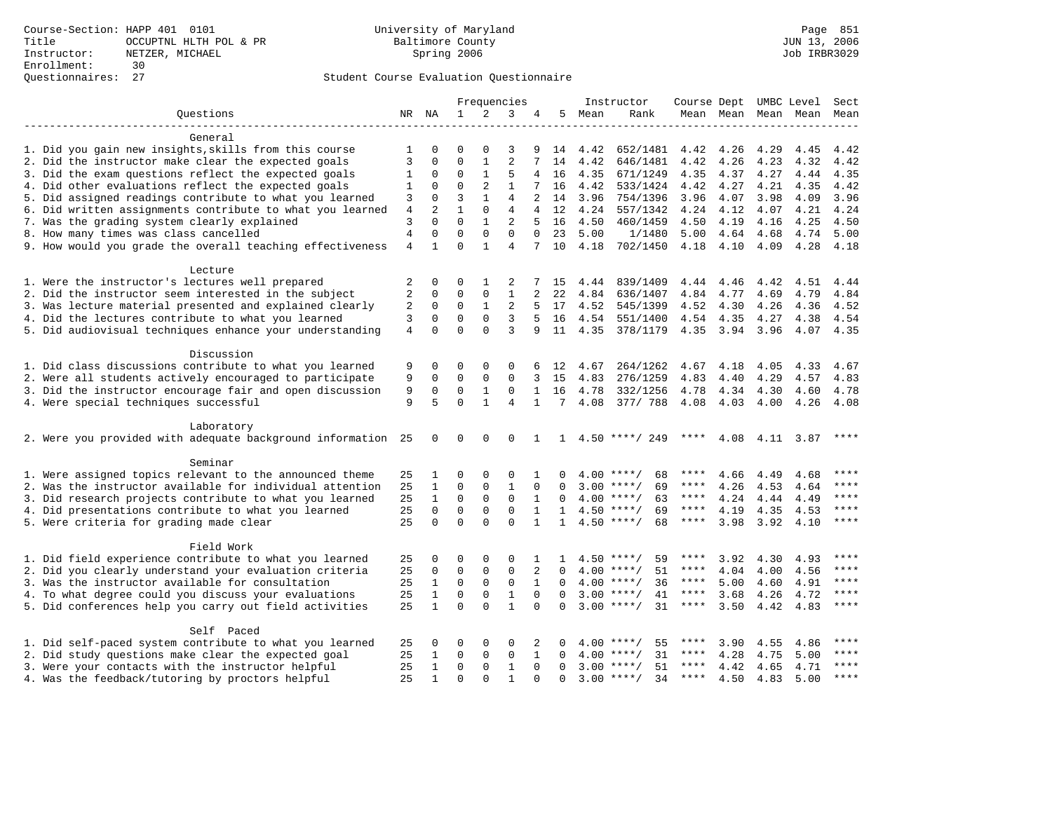Course-Section: HAPP 401 0101
Title: OCCUPTNL HLTH POL & PR
Instructor: NETZER, MICHAEL
Enrollment: 30
Questionnaires: 27

University of Maryland
Baltimore County
Spring 2006

Student Course Evaluation Questionnaire

| Questions | NR | NA | 1 | 2 | 3 | 4 | 5 | Instructor Mean | Instructor Rank | Course Mean | Dept Mean | UMBC Mean | Level Mean | Sect Mean |
|---|---|---|---|---|---|---|---|---|---|---|---|---|---|---|
| **General** | | | | | | | | | | | | | | |
| 1. Did you gain new insights,skills from this course | 1 | 0 | 0 | 0 | 3 | 9 | 14 | 4.42 | 652/1481 | 4.42 | 4.26 | 4.29 | 4.45 | 4.42 |
| 2. Did the instructor make clear the expected goals | 3 | 0 | 0 | 1 | 2 | 7 | 14 | 4.42 | 646/1481 | 4.42 | 4.26 | 4.23 | 4.32 | 4.42 |
| 3. Did the exam questions reflect the expected goals | 1 | 0 | 0 | 1 | 5 | 4 | 16 | 4.35 | 671/1249 | 4.35 | 4.37 | 4.27 | 4.44 | 4.35 |
| 4. Did other evaluations reflect the expected goals | 1 | 0 | 0 | 2 | 1 | 7 | 16 | 4.42 | 533/1424 | 4.42 | 4.27 | 4.21 | 4.35 | 4.42 |
| 5. Did assigned readings contribute to what you learned | 3 | 0 | 3 | 1 | 4 | 2 | 14 | 3.96 | 754/1396 | 3.96 | 4.07 | 3.98 | 4.09 | 3.96 |
| 6. Did written assignments contribute to what you learned | 4 | 2 | 1 | 0 | 4 | 4 | 12 | 4.24 | 557/1342 | 4.24 | 4.12 | 4.07 | 4.21 | 4.24 |
| 7. Was the grading system clearly explained | 3 | 0 | 0 | 1 | 2 | 5 | 16 | 4.50 | 460/1459 | 4.50 | 4.19 | 4.16 | 4.25 | 4.50 |
| 8. How many times was class cancelled | 4 | 0 | 0 | 0 | 0 | 0 | 23 | 5.00 | 1/1480 | 5.00 | 4.64 | 4.68 | 4.74 | 5.00 |
| 9. How would you grade the overall teaching effectiveness | 4 | 1 | 0 | 1 | 4 | 7 | 10 | 4.18 | 702/1450 | 4.18 | 4.10 | 4.09 | 4.28 | 4.18 |
| **Lecture** | | | | | | | | | | | | | | |
| 1. Were the instructor's lectures well prepared | 2 | 0 | 0 | 1 | 2 | 7 | 15 | 4.44 | 839/1409 | 4.44 | 4.46 | 4.42 | 4.51 | 4.44 |
| 2. Did the instructor seem interested in the subject | 2 | 0 | 0 | 0 | 1 | 2 | 22 | 4.84 | 636/1407 | 4.84 | 4.77 | 4.69 | 4.79 | 4.84 |
| 3. Was lecture material presented and explained clearly | 2 | 0 | 0 | 1 | 2 | 5 | 17 | 4.52 | 545/1399 | 4.52 | 4.30 | 4.26 | 4.36 | 4.52 |
| 4. Did the lectures contribute to what you learned | 3 | 0 | 0 | 0 | 3 | 5 | 16 | 4.54 | 551/1400 | 4.54 | 4.35 | 4.27 | 4.38 | 4.54 |
| 5. Did audiovisual techniques enhance your understanding | 4 | 0 | 0 | 0 | 3 | 9 | 11 | 4.35 | 378/1179 | 4.35 | 3.94 | 3.96 | 4.07 | 4.35 |
| **Discussion** | | | | | | | | | | | | | | |
| 1. Did class discussions contribute to what you learned | 9 | 0 | 0 | 0 | 0 | 6 | 12 | 4.67 | 264/1262 | 4.67 | 4.18 | 4.05 | 4.33 | 4.67 |
| 2. Were all students actively encouraged to participate | 9 | 0 | 0 | 0 | 0 | 3 | 15 | 4.83 | 276/1259 | 4.83 | 4.40 | 4.29 | 4.57 | 4.83 |
| 3. Did the instructor encourage fair and open discussion | 9 | 0 | 0 | 1 | 0 | 1 | 16 | 4.78 | 332/1256 | 4.78 | 4.34 | 4.30 | 4.60 | 4.78 |
| 4. Were special techniques successful | 9 | 5 | 0 | 1 | 4 | 1 | 7 | 4.08 | 377/ 788 | 4.08 | 4.03 | 4.00 | 4.26 | 4.08 |
| **Laboratory** | | | | | | | | | | | | | | |
| 2. Were you provided with adequate background information | 25 | 0 | 0 | 0 | 0 | 1 | 1 | 4.50 | ****/ 249 | **** | 4.08 | 4.11 | 3.87 | **** |
| **Seminar** | | | | | | | | | | | | | | |
| 1. Were assigned topics relevant to the announced theme | 25 | 1 | 0 | 0 | 0 | 1 | 0 | 4.00 | ****/ 68 | **** | 4.66 | 4.49 | 4.68 | **** |
| 2. Was the instructor available for individual attention | 25 | 1 | 0 | 0 | 1 | 0 | 0 | 3.00 | ****/ 69 | **** | 4.26 | 4.53 | 4.64 | **** |
| 3. Did research projects contribute to what you learned | 25 | 1 | 0 | 0 | 0 | 1 | 0 | 4.00 | ****/ 63 | **** | 4.24 | 4.44 | 4.49 | **** |
| 4. Did presentations contribute to what you learned | 25 | 0 | 0 | 0 | 0 | 1 | 1 | 4.50 | ****/ 69 | **** | 4.19 | 4.35 | 4.53 | **** |
| 5. Were criteria for grading made clear | 25 | 0 | 0 | 0 | 0 | 1 | 1 | 4.50 | ****/ 68 | **** | 3.98 | 3.92 | 4.10 | **** |
| **Field Work** | | | | | | | | | | | | | | |
| 1. Did field experience contribute to what you learned | 25 | 0 | 0 | 0 | 0 | 1 | 1 | 4.50 | ****/ 59 | **** | 3.92 | 4.30 | 4.93 | **** |
| 2. Did you clearly understand your evaluation criteria | 25 | 0 | 0 | 0 | 0 | 2 | 0 | 4.00 | ****/ 51 | **** | 4.04 | 4.00 | 4.56 | **** |
| 3. Was the instructor available for consultation | 25 | 1 | 0 | 0 | 0 | 1 | 0 | 4.00 | ****/ 36 | **** | 5.00 | 4.60 | 4.91 | **** |
| 4. To what degree could you discuss your evaluations | 25 | 1 | 0 | 0 | 1 | 0 | 0 | 3.00 | ****/ 41 | **** | 3.68 | 4.26 | 4.72 | **** |
| 5. Did conferences help you carry out field activities | 25 | 1 | 0 | 0 | 1 | 0 | 0 | 3.00 | ****/ 31 | **** | 3.50 | 4.42 | 4.83 | **** |
| **Self Paced** | | | | | | | | | | | | | | |
| 1. Did self-paced system contribute to what you learned | 25 | 0 | 0 | 0 | 0 | 2 | 0 | 4.00 | ****/ 55 | **** | 3.90 | 4.55 | 4.86 | **** |
| 2. Did study questions make clear the expected goal | 25 | 1 | 0 | 0 | 0 | 1 | 0 | 4.00 | ****/ 31 | **** | 4.28 | 4.75 | 5.00 | **** |
| 3. Were your contacts with the instructor helpful | 25 | 1 | 0 | 0 | 1 | 0 | 0 | 3.00 | ****/ 51 | **** | 4.42 | 4.65 | 4.71 | **** |
| 4. Was the feedback/tutoring by proctors helpful | 25 | 1 | 0 | 0 | 1 | 0 | 0 | 3.00 | ****/ 34 | **** | 4.50 | 4.83 | 5.00 | **** |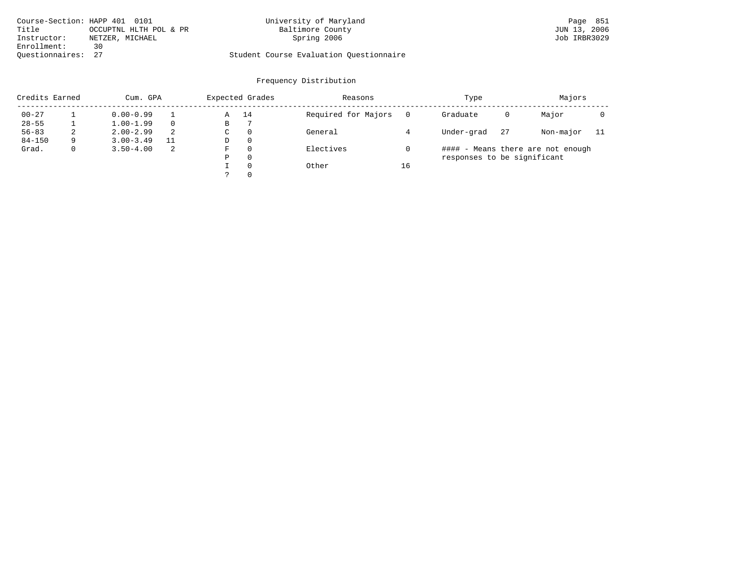Course-Section: HAPP 401 0101
Title: OCCUPTNL HLTH POL & PR
Instructor: NETZER, MICHAEL
Enrollment: 30
Questionnaires: 27

University of Maryland
Baltimore County
Spring 2006

Student Course Evaluation Questionnaire

JUN 13, 2006
Job IRBR3029

## Frequency Distribution

| Credits Earned | | Cum. GPA | | Expected Grades | | Reasons | | Type | | Majors | |
|---|---|---|---|---|---|---|---|---|---|---|---|
| 00-27 | 1 | 0.00-0.99 | 1 | A | 14 | Required for Majors | 0 | Graduate | 0 | Major | 0 |
| 28-55 | 1 | 1.00-1.99 | 0 | B | 7 | | | | | | |
| 56-83 | 2 | 2.00-2.99 | 2 | C | 0 | General | 4 | Under-grad | 27 | Non-major | 11 |
| 84-150 | 9 | 3.00-3.49 | 11 | D | 0 | | | | | | |
| Grad. | 0 | 3.50-4.00 | 2 | F | 0 | Electives | 0 | #### - Means there are not enough responses to be significant | | | |
| | | | | P | 0 | | | | | | |
| | | | | I | 0 | Other | 16 | | | | |
| | | | | ? | 0 | | | | | | |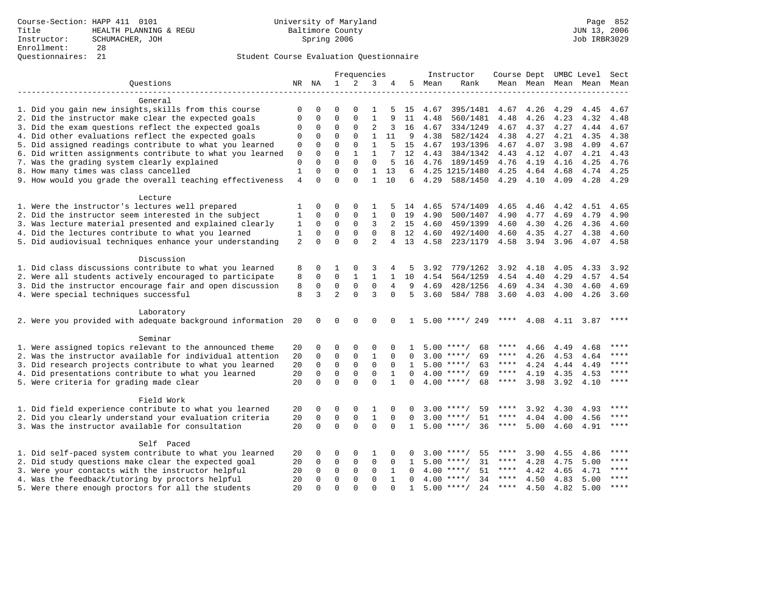Course-Section: HAPP 411 0101
Title: HEALTH PLANNING & REGU
Instructor: SCHUMACHER, JOH
Enrollment: 28
Questionnaires: 21

University of Maryland
Baltimore County
Spring 2006

Page 852
JUN 13, 2006
Job IRBR3029

## Student Course Evaluation Questionnaire

| Questions | NR | NA | 1 | 2 | 3 | 4 | 5 | Instructor Mean | Instructor Rank | Course Mean | Dept Mean | UMBC Level Mean | Level Mean | Sect Mean |
|---|---|---|---|---|---|---|---|---|---|---|---|---|---|---|
| **General** | | | | | | | | | | | | | | |
| 1. Did you gain new insights,skills from this course | 0 | 0 | 0 | 0 | 1 | 5 | 15 | 4.67 | 395/1481 | 4.67 | 4.26 | 4.29 | 4.45 | 4.67 |
| 2. Did the instructor make clear the expected goals | 0 | 0 | 0 | 0 | 1 | 9 | 11 | 4.48 | 560/1481 | 4.48 | 4.26 | 4.23 | 4.32 | 4.48 |
| 3. Did the exam questions reflect the expected goals | 0 | 0 | 0 | 0 | 2 | 3 | 16 | 4.67 | 334/1249 | 4.67 | 4.37 | 4.27 | 4.44 | 4.67 |
| 4. Did other evaluations reflect the expected goals | 0 | 0 | 0 | 0 | 1 | 11 | 9 | 4.38 | 582/1424 | 4.38 | 4.27 | 4.21 | 4.35 | 4.38 |
| 5. Did assigned readings contribute to what you learned | 0 | 0 | 0 | 0 | 1 | 5 | 15 | 4.67 | 193/1396 | 4.67 | 4.07 | 3.98 | 4.09 | 4.67 |
| 6. Did written assignments contribute to what you learned | 0 | 0 | 0 | 1 | 1 | 7 | 12 | 4.43 | 384/1342 | 4.43 | 4.12 | 4.07 | 4.21 | 4.43 |
| 7. Was the grading system clearly explained | 0 | 0 | 0 | 0 | 0 | 5 | 16 | 4.76 | 189/1459 | 4.76 | 4.19 | 4.16 | 4.25 | 4.76 |
| 8. How many times was class cancelled | 1 | 0 | 0 | 0 | 1 | 13 | 6 | 4.25 | 1215/1480 | 4.25 | 4.64 | 4.68 | 4.74 | 4.25 |
| 9. How would you grade the overall teaching effectiveness | 4 | 0 | 0 | 0 | 1 | 10 | 6 | 4.29 | 588/1450 | 4.29 | 4.10 | 4.09 | 4.28 | 4.29 |
| **Lecture** | | | | | | | | | | | | | | |
| 1. Were the instructor's lectures well prepared | 1 | 0 | 0 | 0 | 1 | 5 | 14 | 4.65 | 574/1409 | 4.65 | 4.46 | 4.42 | 4.51 | 4.65 |
| 2. Did the instructor seem interested in the subject | 1 | 0 | 0 | 0 | 1 | 0 | 19 | 4.90 | 500/1407 | 4.90 | 4.77 | 4.69 | 4.79 | 4.90 |
| 3. Was lecture material presented and explained clearly | 1 | 0 | 0 | 0 | 3 | 2 | 15 | 4.60 | 459/1399 | 4.60 | 4.30 | 4.26 | 4.36 | 4.60 |
| 4. Did the lectures contribute to what you learned | 1 | 0 | 0 | 0 | 0 | 8 | 12 | 4.60 | 492/1400 | 4.60 | 4.35 | 4.27 | 4.38 | 4.60 |
| 5. Did audiovisual techniques enhance your understanding | 2 | 0 | 0 | 0 | 2 | 4 | 13 | 4.58 | 223/1179 | 4.58 | 3.94 | 3.96 | 4.07 | 4.58 |
| **Discussion** | | | | | | | | | | | | | | |
| 1. Did class discussions contribute to what you learned | 8 | 0 | 1 | 0 | 3 | 4 | 5 | 3.92 | 779/1262 | 3.92 | 4.18 | 4.05 | 4.33 | 3.92 |
| 2. Were all students actively encouraged to participate | 8 | 0 | 0 | 1 | 1 | 1 | 10 | 4.54 | 564/1259 | 4.54 | 4.40 | 4.29 | 4.57 | 4.54 |
| 3. Did the instructor encourage fair and open discussion | 8 | 0 | 0 | 0 | 0 | 4 | 9 | 4.69 | 428/1256 | 4.69 | 4.34 | 4.30 | 4.60 | 4.69 |
| 4. Were special techniques successful | 8 | 3 | 2 | 0 | 3 | 0 | 5 | 3.60 | 584/ 788 | 3.60 | 4.03 | 4.00 | 4.26 | 3.60 |
| **Laboratory** | | | | | | | | | | | | | | |
| 2. Were you provided with adequate background information | 20 | 0 | 0 | 0 | 0 | 0 | 1 | 5.00 | ****/ 249 | **** | 4.08 | 4.11 | 3.87 | **** |
| **Seminar** | | | | | | | | | | | | | | |
| 1. Were assigned topics relevant to the announced theme | 20 | 0 | 0 | 0 | 0 | 0 | 1 | 5.00 | ****/ 68 | **** | 4.66 | 4.49 | 4.68 | **** |
| 2. Was the instructor available for individual attention | 20 | 0 | 0 | 0 | 1 | 0 | 0 | 3.00 | ****/ 69 | **** | 4.26 | 4.53 | 4.64 | **** |
| 3. Did research projects contribute to what you learned | 20 | 0 | 0 | 0 | 0 | 0 | 1 | 5.00 | ****/ 63 | **** | 4.24 | 4.44 | 4.49 | **** |
| 4. Did presentations contribute to what you learned | 20 | 0 | 0 | 0 | 0 | 1 | 0 | 4.00 | ****/ 69 | **** | 4.19 | 4.35 | 4.53 | **** |
| 5. Were criteria for grading made clear | 20 | 0 | 0 | 0 | 0 | 1 | 0 | 4.00 | ****/ 68 | **** | 3.98 | 3.92 | 4.10 | **** |
| **Field Work** | | | | | | | | | | | | | | |
| 1. Did field experience contribute to what you learned | 20 | 0 | 0 | 0 | 1 | 0 | 0 | 3.00 | ****/ 59 | **** | 3.92 | 4.30 | 4.93 | **** |
| 2. Did you clearly understand your evaluation criteria | 20 | 0 | 0 | 0 | 1 | 0 | 0 | 3.00 | ****/ 51 | **** | 4.04 | 4.00 | 4.56 | **** |
| 3. Was the instructor available for consultation | 20 | 0 | 0 | 0 | 0 | 0 | 1 | 5.00 | ****/ 36 | **** | 5.00 | 4.60 | 4.91 | **** |
| **Self Paced** | | | | | | | | | | | | | | |
| 1. Did self-paced system contribute to what you learned | 20 | 0 | 0 | 0 | 1 | 0 | 0 | 3.00 | ****/ 55 | **** | 3.90 | 4.55 | 4.86 | **** |
| 2. Did study questions make clear the expected goal | 20 | 0 | 0 | 0 | 0 | 0 | 1 | 5.00 | ****/ 31 | **** | 4.28 | 4.75 | 5.00 | **** |
| 3. Were your contacts with the instructor helpful | 20 | 0 | 0 | 0 | 0 | 1 | 0 | 4.00 | ****/ 51 | **** | 4.42 | 4.65 | 4.71 | **** |
| 4. Was the feedback/tutoring by proctors helpful | 20 | 0 | 0 | 0 | 0 | 1 | 0 | 4.00 | ****/ 34 | **** | 4.50 | 4.83 | 5.00 | **** |
| 5. Were there enough proctors for all the students | 20 | 0 | 0 | 0 | 0 | 0 | 1 | 5.00 | ****/ 24 | **** | 4.50 | 4.82 | 5.00 | **** |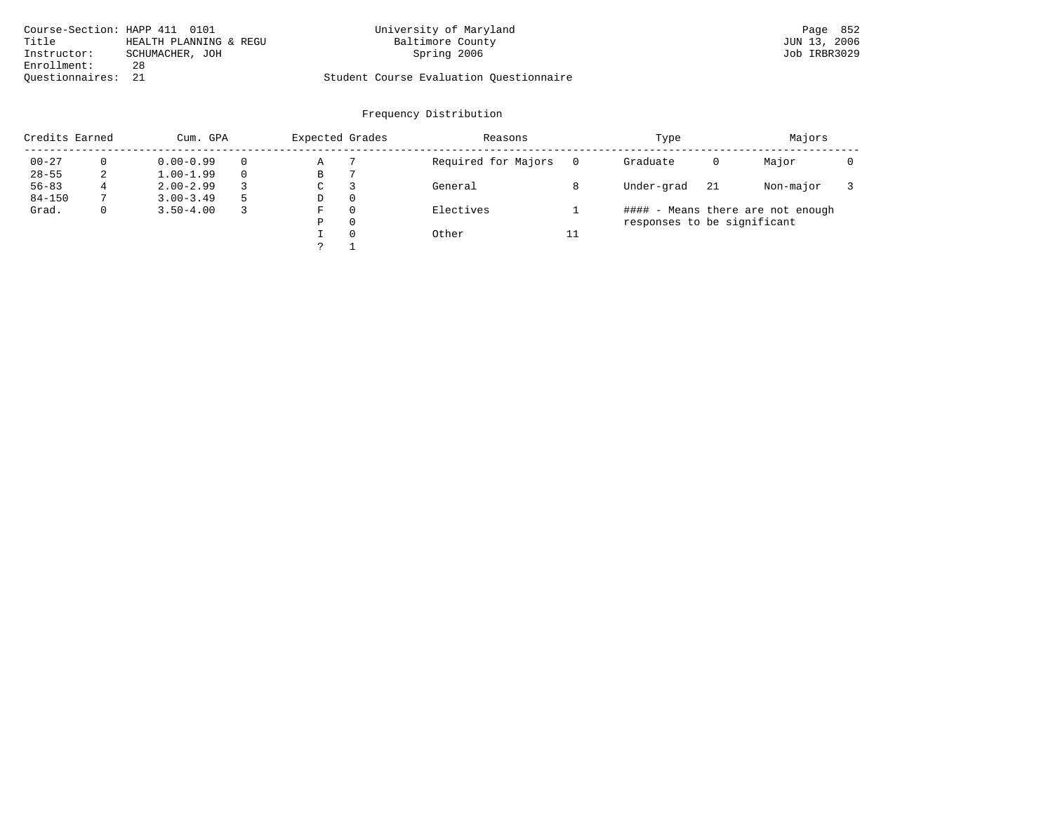Course-Section: HAPP 411 0101
Title: HEALTH PLANNING & REGU
Instructor: SCHUMACHER, JOH
Enrollment: 28
Questionnaires: 21

University of Maryland
Baltimore County
Spring 2006

JUN 13, 2006
Job IRBR3029

Student Course Evaluation Questionnaire

## Frequency Distribution

| Credits Earned | | Cum. GPA | | Expected Grades | | Reasons | | Type | | Majors | |
|---|---|---|---|---|---|---|---|---|---|---|---|
| 00-27 | 0 | 0.00-0.99 | 0 | A | 7 | Required for Majors | 0 | Graduate | 0 | Major | 0 |
| 28-55 | 2 | 1.00-1.99 | 0 | B | 7 | | | | | | |
| 56-83 | 4 | 2.00-2.99 | 3 | C | 3 | General | 8 | Under-grad | 21 | Non-major | 3 |
| 84-150 | 7 | 3.00-3.49 | 5 | D | 0 | | | | | | |
| Grad. | 0 | 3.50-4.00 | 3 | F | 0 | Electives | 1 | | | | |
| | | | | P | 0 | | | | | | |
| | | | | I | 0 | Other | 11 | | | | |
| | | | | ? | 1 | | | | | | |

#### - Means there are not enough responses to be significant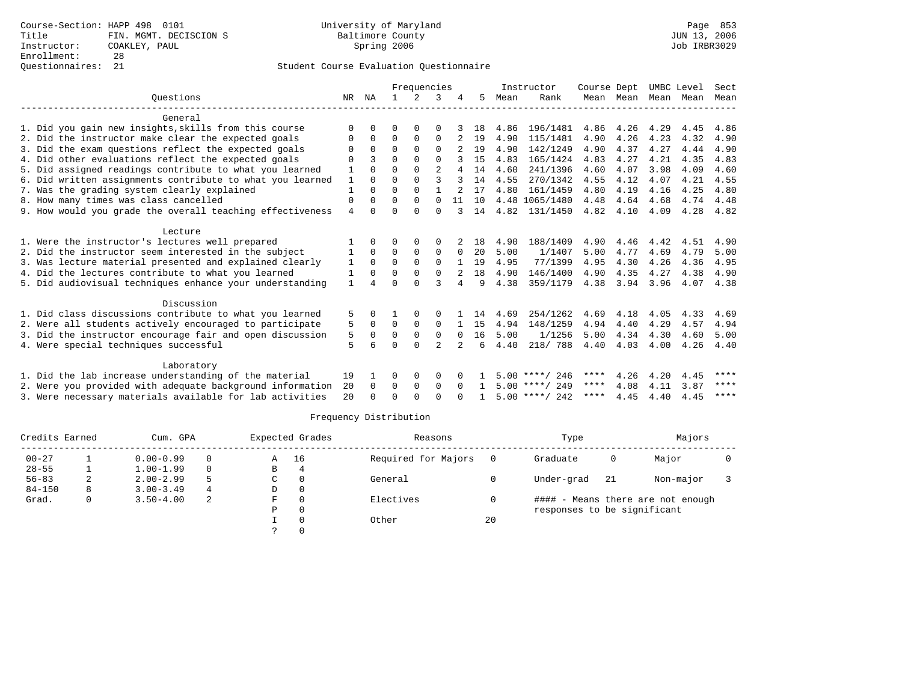Course-Section: HAPP 498 0101
Title: FIN. MGMT. DECISCION S
Instructor: COAKLEY, PAUL
Enrollment: 28
Questionnaires: 21

University of Maryland
Baltimore County
Spring 2006

Page 853
JUN 13, 2006
Job IRBR3029

Student Course Evaluation Questionnaire

| Questions | NR | NA | 1 | 2 | 3 | 4 | 5 | Instructor Mean | Instructor Rank | Course Mean | Dept Mean | UMBC Level Mean | Level Mean | Sect Mean |
|---|---|---|---|---|---|---|---|---|---|---|---|---|---|---|
| **General** | | | | | | | | | | | | | | |
| 1. Did you gain new insights,skills from this course | 0 | 0 | 0 | 0 | 0 | 3 | 18 | 4.86 | 196/1481 | 4.86 | 4.26 | 4.29 | 4.45 | 4.86 |
| 2. Did the instructor make clear the expected goals | 0 | 0 | 0 | 0 | 0 | 2 | 19 | 4.90 | 115/1481 | 4.90 | 4.26 | 4.23 | 4.32 | 4.90 |
| 3. Did the exam questions reflect the expected goals | 0 | 0 | 0 | 0 | 0 | 2 | 19 | 4.90 | 142/1249 | 4.90 | 4.37 | 4.27 | 4.44 | 4.90 |
| 4. Did other evaluations reflect the expected goals | 0 | 3 | 0 | 0 | 0 | 3 | 15 | 4.83 | 165/1424 | 4.83 | 4.27 | 4.21 | 4.35 | 4.83 |
| 5. Did assigned readings contribute to what you learned | 1 | 0 | 0 | 0 | 2 | 4 | 14 | 4.60 | 241/1396 | 4.60 | 4.07 | 3.98 | 4.09 | 4.60 |
| 6. Did written assignments contribute to what you learned | 1 | 0 | 0 | 0 | 3 | 3 | 14 | 4.55 | 270/1342 | 4.55 | 4.12 | 4.07 | 4.21 | 4.55 |
| 7. Was the grading system clearly explained | 1 | 0 | 0 | 0 | 1 | 2 | 17 | 4.80 | 161/1459 | 4.80 | 4.19 | 4.16 | 4.25 | 4.80 |
| 8. How many times was class cancelled | 0 | 0 | 0 | 0 | 0 | 11 | 10 | 4.48 | 1065/1480 | 4.48 | 4.64 | 4.68 | 4.74 | 4.48 |
| 9. How would you grade the overall teaching effectiveness | 4 | 0 | 0 | 0 | 0 | 3 | 14 | 4.82 | 131/1450 | 4.82 | 4.10 | 4.09 | 4.28 | 4.82 |
| **Lecture** | | | | | | | | | | | | | | |
| 1. Were the instructor's lectures well prepared | 1 | 0 | 0 | 0 | 0 | 2 | 18 | 4.90 | 188/1409 | 4.90 | 4.46 | 4.42 | 4.51 | 4.90 |
| 2. Did the instructor seem interested in the subject | 1 | 0 | 0 | 0 | 0 | 0 | 20 | 5.00 | 1/1407 | 5.00 | 4.77 | 4.69 | 4.79 | 5.00 |
| 3. Was lecture material presented and explained clearly | 1 | 0 | 0 | 0 | 0 | 1 | 19 | 4.95 | 77/1399 | 4.95 | 4.30 | 4.26 | 4.36 | 4.95 |
| 4. Did the lectures contribute to what you learned | 1 | 0 | 0 | 0 | 0 | 2 | 18 | 4.90 | 146/1400 | 4.90 | 4.35 | 4.27 | 4.38 | 4.90 |
| 5. Did audiovisual techniques enhance your understanding | 1 | 4 | 0 | 0 | 3 | 4 | 9 | 4.38 | 359/1179 | 4.38 | 3.94 | 3.96 | 4.07 | 4.38 |
| **Discussion** | | | | | | | | | | | | | | |
| 1. Did class discussions contribute to what you learned | 5 | 0 | 1 | 0 | 0 | 1 | 14 | 4.69 | 254/1262 | 4.69 | 4.18 | 4.05 | 4.33 | 4.69 |
| 2. Were all students actively encouraged to participate | 5 | 0 | 0 | 0 | 0 | 1 | 15 | 4.94 | 148/1259 | 4.94 | 4.40 | 4.29 | 4.57 | 4.94 |
| 3. Did the instructor encourage fair and open discussion | 5 | 0 | 0 | 0 | 0 | 0 | 16 | 5.00 | 1/1256 | 5.00 | 4.34 | 4.30 | 4.60 | 5.00 |
| 4. Were special techniques successful | 5 | 6 | 0 | 0 | 2 | 2 | 6 | 4.40 | 218/ 788 | 4.40 | 4.03 | 4.00 | 4.26 | 4.40 |
| **Laboratory** | | | | | | | | | | | | | | |
| 1. Did the lab increase understanding of the material | 19 | 1 | 0 | 0 | 0 | 0 | 1 | 5.00 | ****/ 246 | **** | 4.26 | 4.20 | 4.45 | **** |
| 2. Were you provided with adequate background information | 20 | 0 | 0 | 0 | 0 | 0 | 1 | 5.00 | ****/ 249 | **** | 4.08 | 4.11 | 3.87 | **** |
| 3. Were necessary materials available for lab activities | 20 | 0 | 0 | 0 | 0 | 0 | 1 | 5.00 | ****/ 242 | **** | 4.45 | 4.40 | 4.45 | **** |

Frequency Distribution

| Credits Earned | | Cum. GPA | | Expected Grades | | Reasons | | Type | | Majors | |
|---|---|---|---|---|---|---|---|---|---|---|---|
| 00-27 | 1 | 0.00-0.99 | 0 | A | 16 | Required for Majors | 0 | Graduate | 0 | Major | 0 |
| 28-55 | 1 | 1.00-1.99 | 0 | B | 4 | | | | | | |
| 56-83 | 2 | 2.00-2.99 | 5 | C | 0 | General | 0 | Under-grad | 21 | Non-major | 3 |
| 84-150 | 8 | 3.00-3.49 | 4 | D | 0 | | | | | | |
| Grad. | 0 | 3.50-4.00 | 2 | F | 0 | Electives | 0 | #### - Means there are not enough responses to be significant | | | |
| | | | | P | 0 | | | | | | |
| | | | | I | 0 | Other | 20 | | | | |
| | | | | ? | 0 | | | | | | |